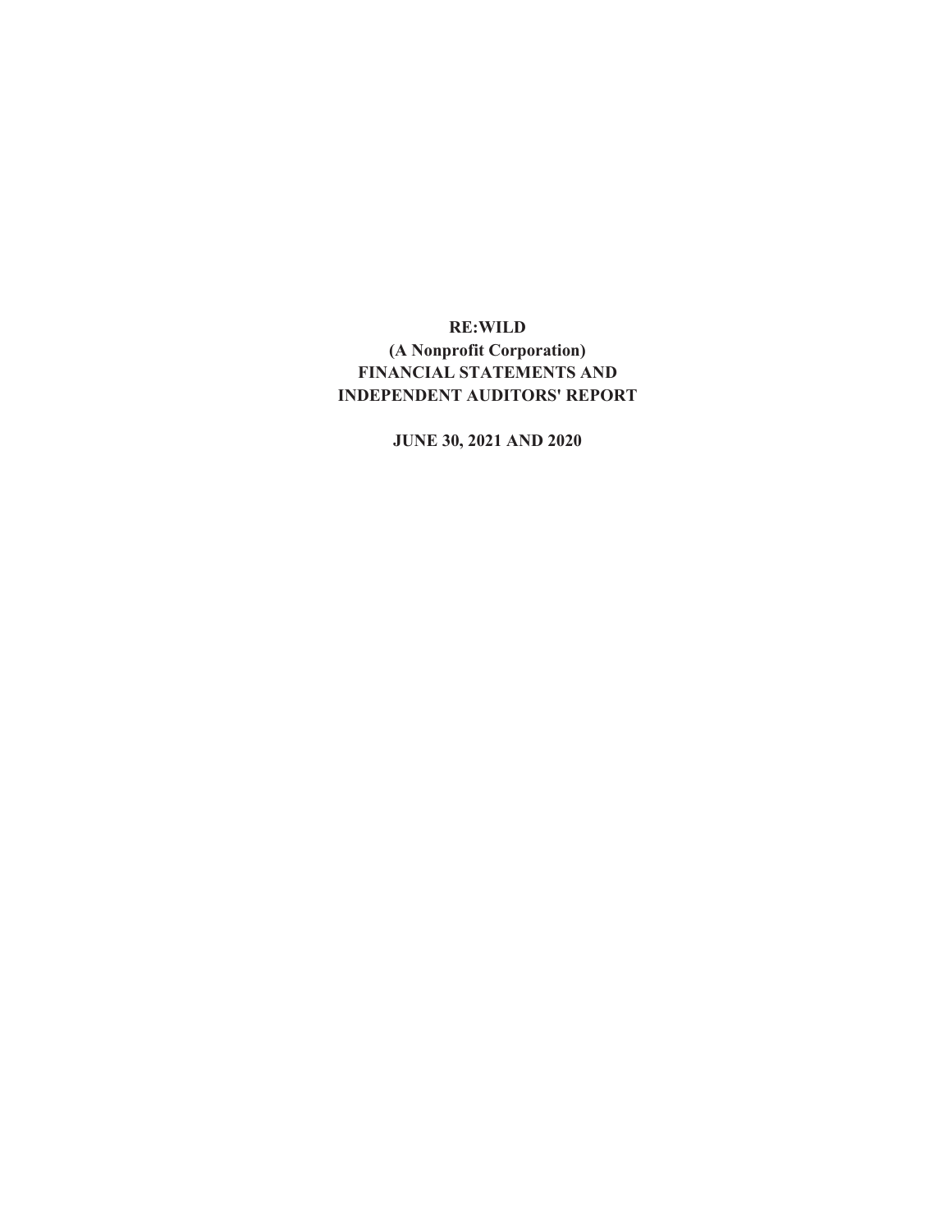# RE:WILD

**(A Nonprofit Corporation)**

**FINANCIAL STATEMENTS AND**

**INDEPENDENT AUDITORS' REPORT**

**JUNE 30, 2021 AND 2020**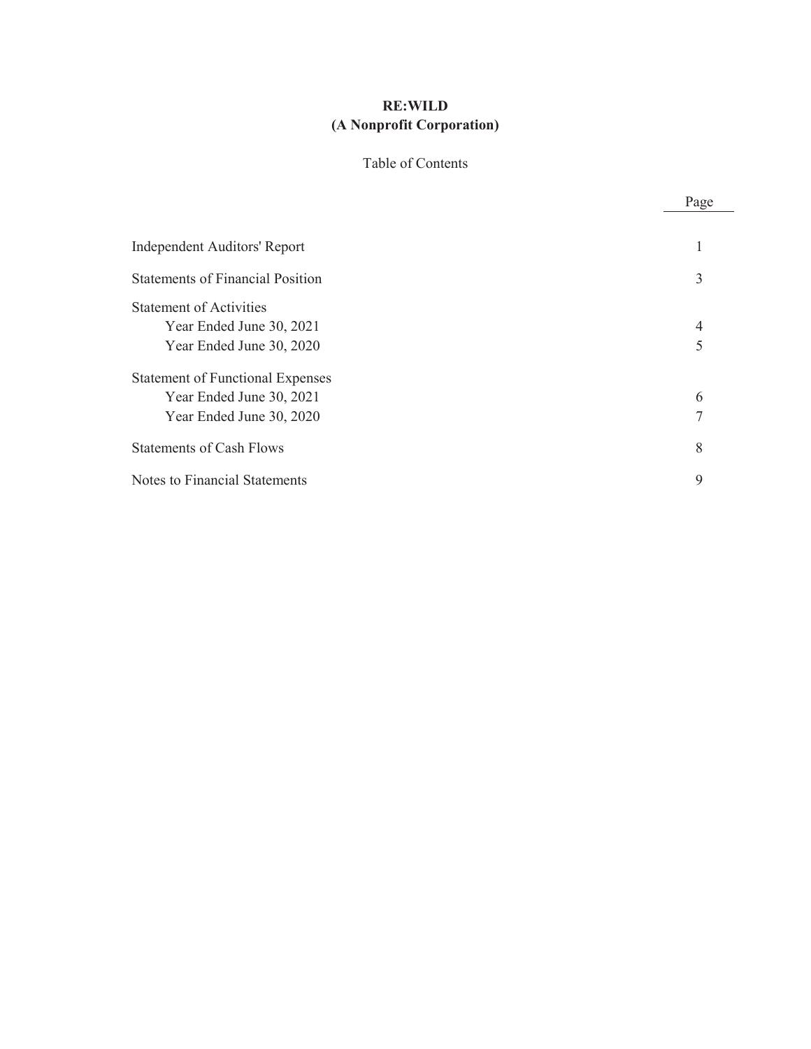# RE:WILD
# (A Nonprofit Corporation)

Table of Contents

| | Page |
|---|---|
| Independent Auditors' Report | 1 |
| Statements of Financial Position | 3 |
| Statement of Activities | |
| Year Ended June 30, 2021 | 4 |
| Year Ended June 30, 2020 | 5 |
| Statement of Functional Expenses | |
| Year Ended June 30, 2021 | 6 |
| Year Ended June 30, 2020 | 7 |
| Statements of Cash Flows | 8 |
| Notes to Financial Statements | 9 |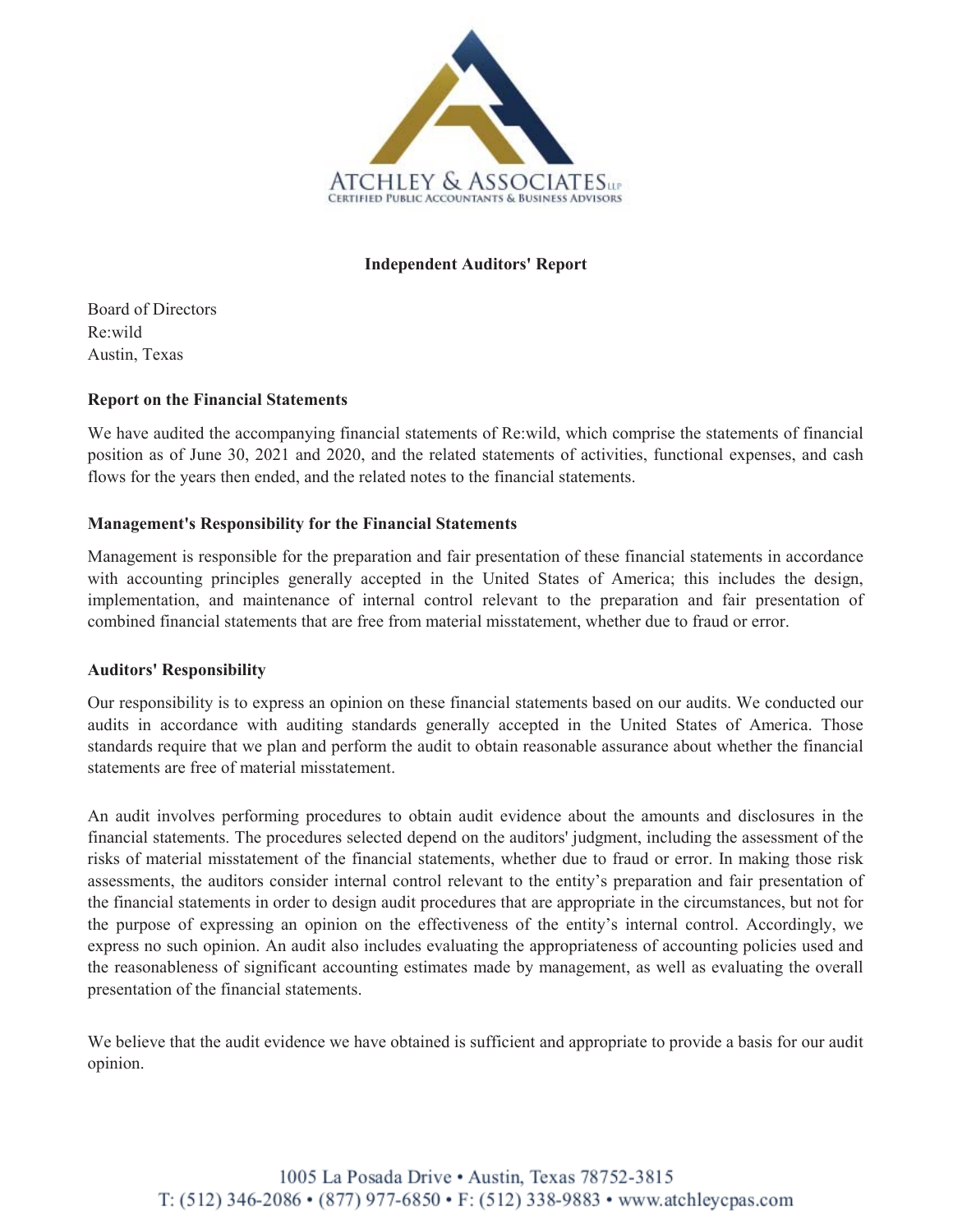ATCHLEY & ASSOCIATES LLP
CERTIFIED PUBLIC ACCOUNTANTS & BUSINESS ADVISORS

**Independent Auditors' Report**

Board of Directors
Re:wild
Austin, Texas

**Report on the Financial Statements**

We have audited the accompanying financial statements of Re:wild, which comprise the statements of financial position as of June 30, 2021 and 2020, and the related statements of activities, functional expenses, and cash flows for the years then ended, and the related notes to the financial statements.

**Management's Responsibility for the Financial Statements**

Management is responsible for the preparation and fair presentation of these financial statements in accordance with accounting principles generally accepted in the United States of America; this includes the design, implementation, and maintenance of internal control relevant to the preparation and fair presentation of combined financial statements that are free from material misstatement, whether due to fraud or error.

**Auditors' Responsibility**

Our responsibility is to express an opinion on these financial statements based on our audits. We conducted our audits in accordance with auditing standards generally accepted in the United States of America. Those standards require that we plan and perform the audit to obtain reasonable assurance about whether the financial statements are free of material misstatement.

An audit involves performing procedures to obtain audit evidence about the amounts and disclosures in the financial statements. The procedures selected depend on the auditors' judgment, including the assessment of the risks of material misstatement of the financial statements, whether due to fraud or error. In making those risk assessments, the auditors consider internal control relevant to the entity's preparation and fair presentation of the financial statements in order to design audit procedures that are appropriate in the circumstances, but not for the purpose of expressing an opinion on the effectiveness of the entity's internal control. Accordingly, we express no such opinion. An audit also includes evaluating the appropriateness of accounting policies used and the reasonableness of significant accounting estimates made by management, as well as evaluating the overall presentation of the financial statements.

We believe that the audit evidence we have obtained is sufficient and appropriate to provide a basis for our audit opinion.

1005 La Posada Drive • Austin, Texas 78752-3815
T: (512) 346-2086 • (877) 977-6850 • F: (512) 338-9883 • www.atchleycpas.com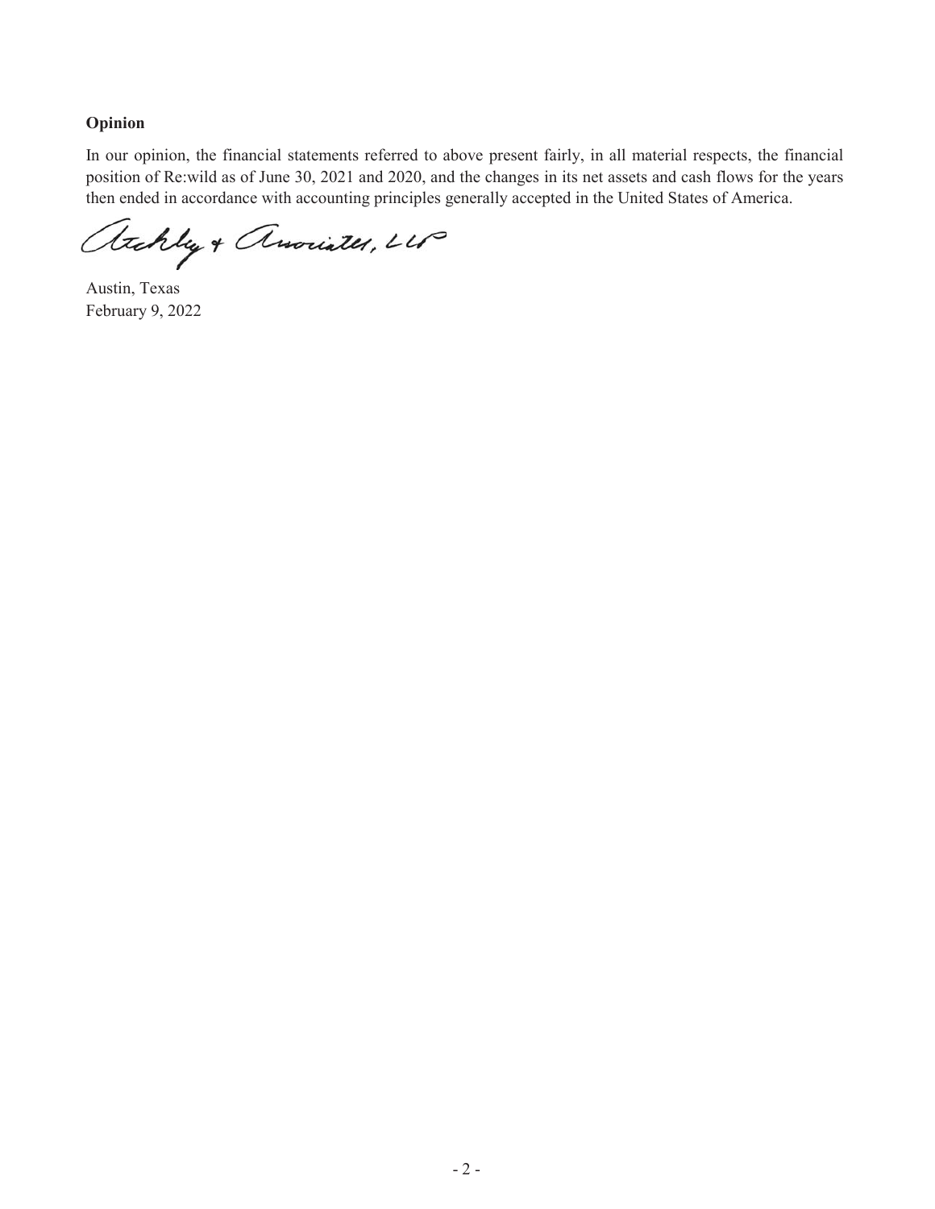**Opinion**

In our opinion, the financial statements referred to above present fairly, in all material respects, the financial position of Re:wild as of June 30, 2021 and 2020, and the changes in its net assets and cash flows for the years then ended in accordance with accounting principles generally accepted in the United States of America.

Atchley & Associates, LLP

Austin, Texas
February 9, 2022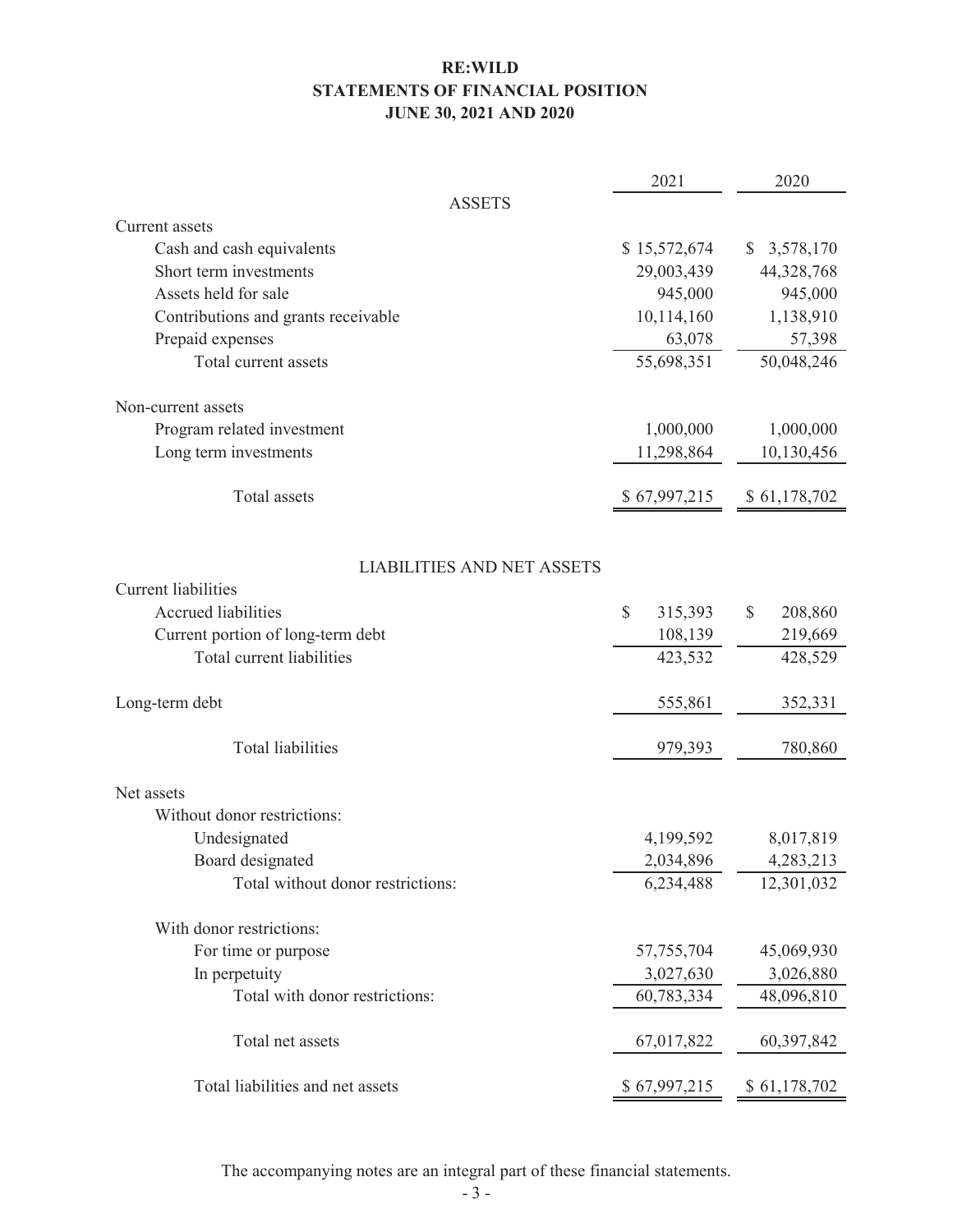# RE:WILD
## STATEMENTS OF FINANCIAL POSITION
### JUNE 30, 2021 AND 2020

| | 2021 | 2020 |
|---|---|---|
| **ASSETS** | | |
| Current assets | | |
| Cash and cash equivalents | $ 15,572,674 | $ 3,578,170 |
| Short term investments | 29,003,439 | 44,328,768 |
| Assets held for sale | 945,000 | 945,000 |
| Contributions and grants receivable | 10,114,160 | 1,138,910 |
| Prepaid expenses | 63,078 | 57,398 |
| Total current assets | 55,698,351 | 50,048,246 |
| Non-current assets | | |
| Program related investment | 1,000,000 | 1,000,000 |
| Long term investments | 11,298,864 | 10,130,456 |
| Total assets | $ 67,997,215 | $ 61,178,702 |
| **LIABILITIES AND NET ASSETS** | | |
| Current liabilities | | |
| Accrued liabilities | $ 315,393 | $ 208,860 |
| Current portion of long-term debt | 108,139 | 219,669 |
| Total current liabilities | 423,532 | 428,529 |
| Long-term debt | 555,861 | 352,331 |
| Total liabilities | 979,393 | 780,860 |
| Net assets | | |
| Without donor restrictions: | | |
| Undesignated | 4,199,592 | 8,017,819 |
| Board designated | 2,034,896 | 4,283,213 |
| Total without donor restrictions: | 6,234,488 | 12,301,032 |
| With donor restrictions: | | |
| For time or purpose | 57,755,704 | 45,069,930 |
| In perpetuity | 3,027,630 | 3,026,880 |
| Total with donor restrictions: | 60,783,334 | 48,096,810 |
| Total net assets | 67,017,822 | 60,397,842 |
| Total liabilities and net assets | $ 67,997,215 | $ 61,178,702 |

The accompanying notes are an integral part of these financial statements.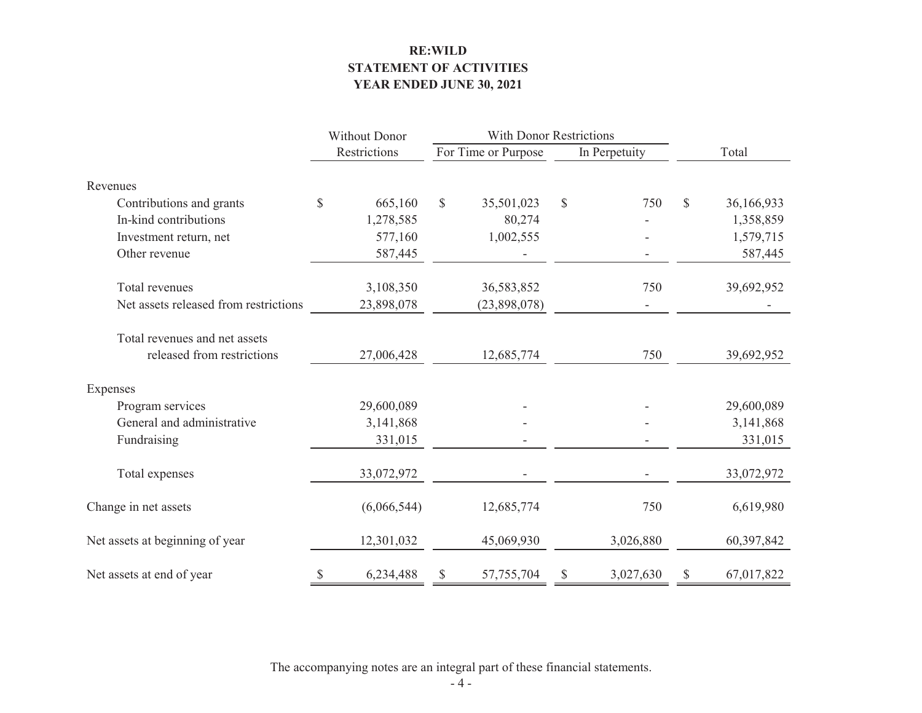# RE:WILD
## STATEMENT OF ACTIVITIES
## YEAR ENDED JUNE 30, 2021

| | Without Donor Restrictions | With Donor Restrictions | | Total |
|---|---|---|---|---|
| | | For Time or Purpose | In Perpetuity | |
| **Revenues** | | | | |
| Contributions and grants | $ 665,160 | $ 35,501,023 | $ 750 | $ 36,166,933 |
| In-kind contributions | 1,278,585 | 80,274 | - | 1,358,859 |
| Investment return, net | 577,160 | 1,002,555 | - | 1,579,715 |
| Other revenue | 587,445 | - | - | 587,445 |
| Total revenues | 3,108,350 | 36,583,852 | 750 | 39,692,952 |
| Net assets released from restrictions | 23,898,078 | (23,898,078) | - | - |
| Total revenues and net assets released from restrictions | 27,006,428 | 12,685,774 | 750 | 39,692,952 |
| **Expenses** | | | | |
| Program services | 29,600,089 | - | - | 29,600,089 |
| General and administrative | 3,141,868 | - | - | 3,141,868 |
| Fundraising | 331,015 | - | - | 331,015 |
| Total expenses | 33,072,972 | - | - | 33,072,972 |
| Change in net assets | (6,066,544) | 12,685,774 | 750 | 6,619,980 |
| Net assets at beginning of year | 12,301,032 | 45,069,930 | 3,026,880 | 60,397,842 |
| Net assets at end of year | $ 6,234,488 | $ 57,755,704 | $ 3,027,630 | $ 67,017,822 |

The accompanying notes are an integral part of these financial statements.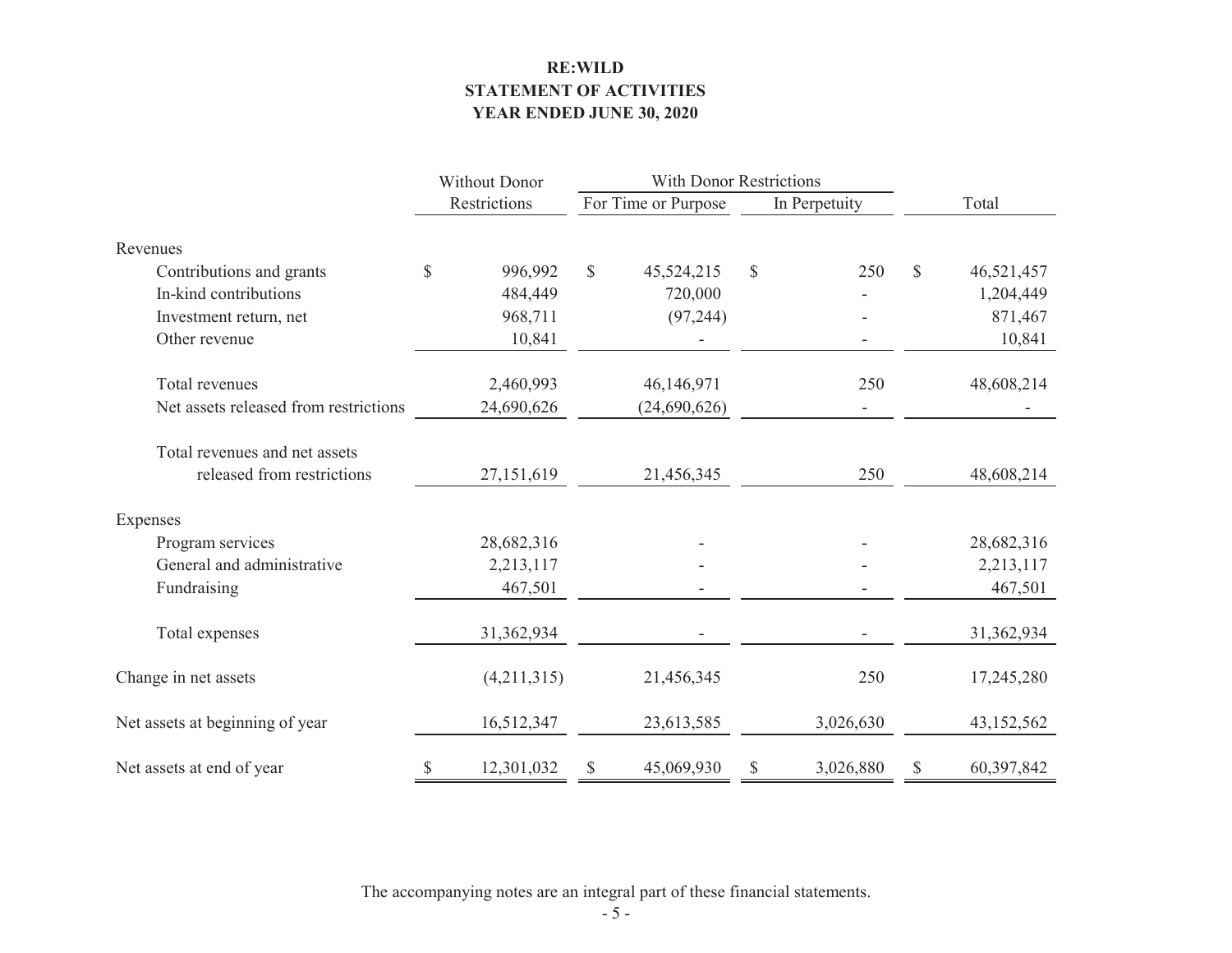**RE:WILD**
**STATEMENT OF ACTIVITIES**
**YEAR ENDED JUNE 30, 2020**

| | Without Donor Restrictions | With Donor Restrictions | | Total |
|---|---|---|---|---|
| | | For Time or Purpose | In Perpetuity | |
| **Revenues** | | | | |
| Contributions and grants | $ 996,992 | $ 45,524,215 | $ 250 | $ 46,521,457 |
| In-kind contributions | 484,449 | 720,000 | - | 1,204,449 |
| Investment return, net | 968,711 | (97,244) | - | 871,467 |
| Other revenue | 10,841 | - | - | 10,841 |
| Total revenues | 2,460,993 | 46,146,971 | 250 | 48,608,214 |
| Net assets released from restrictions | 24,690,626 | (24,690,626) | - | - |
| Total revenues and net assets released from restrictions | 27,151,619 | 21,456,345 | 250 | 48,608,214 |
| **Expenses** | | | | |
| Program services | 28,682,316 | - | - | 28,682,316 |
| General and administrative | 2,213,117 | - | - | 2,213,117 |
| Fundraising | 467,501 | - | - | 467,501 |
| Total expenses | 31,362,934 | - | - | 31,362,934 |
| Change in net assets | (4,211,315) | 21,456,345 | 250 | 17,245,280 |
| Net assets at beginning of year | 16,512,347 | 23,613,585 | 3,026,630 | 43,152,562 |
| Net assets at end of year | $ 12,301,032 | $ 45,069,930 | $ 3,026,880 | $ 60,397,842 |

The accompanying notes are an integral part of these financial statements.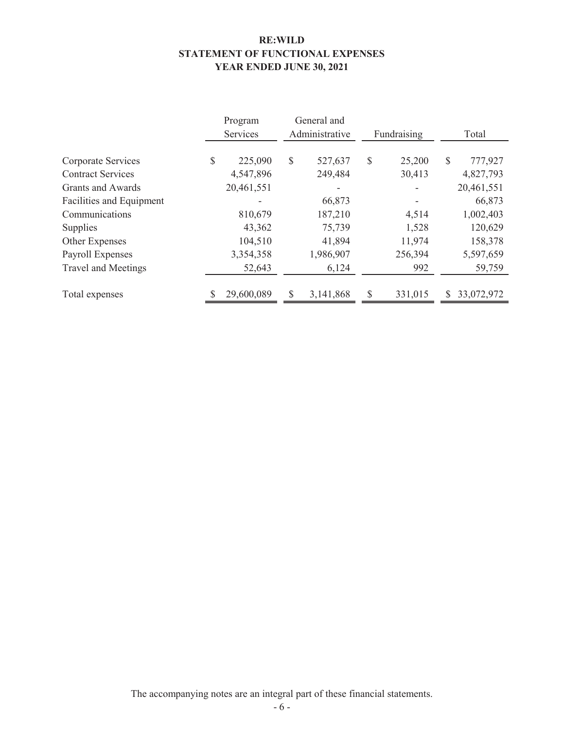# RE:WILD
## STATEMENT OF FUNCTIONAL EXPENSES
## YEAR ENDED JUNE 30, 2021

| | Program Services | General and Administrative | Fundraising | Total |
|---|---|---|---|---|
| Corporate Services | $ 225,090 | $ 527,637 | $ 25,200 | $ 777,927 |
| Contract Services | 4,547,896 | 249,484 | 30,413 | 4,827,793 |
| Grants and Awards | 20,461,551 | - | - | 20,461,551 |
| Facilities and Equipment | - | 66,873 | - | 66,873 |
| Communications | 810,679 | 187,210 | 4,514 | 1,002,403 |
| Supplies | 43,362 | 75,739 | 1,528 | 120,629 |
| Other Expenses | 104,510 | 41,894 | 11,974 | 158,378 |
| Payroll Expenses | 3,354,358 | 1,986,907 | 256,394 | 5,597,659 |
| Travel and Meetings | 52,643 | 6,124 | 992 | 59,759 |
| Total expenses | $ 29,600,089 | $ 3,141,868 | $ 331,015 | $ 33,072,972 |

The accompanying notes are an integral part of these financial statements.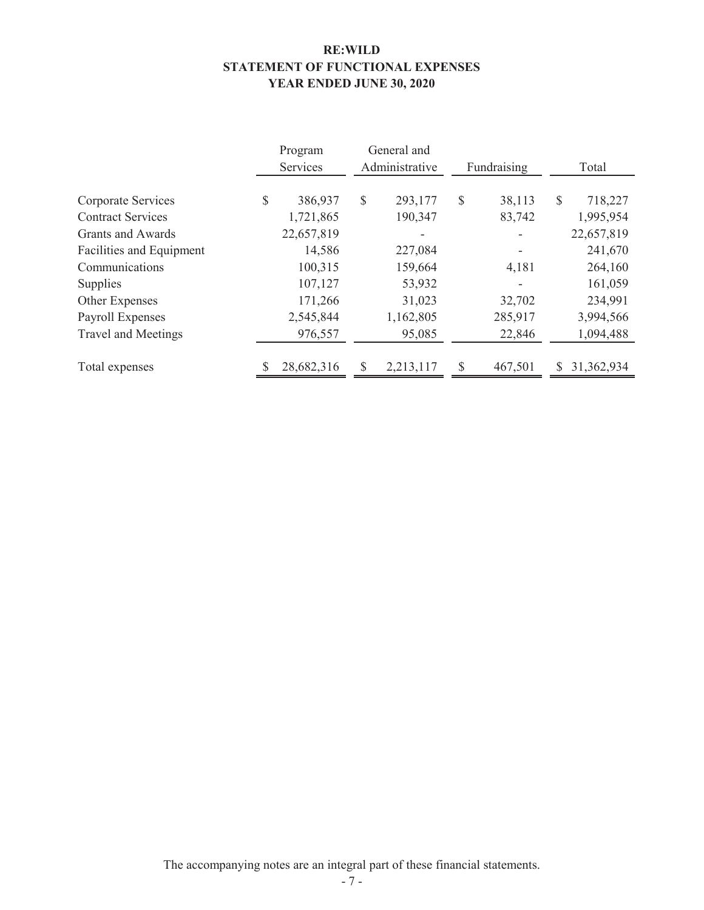# RE:WILD
## STATEMENT OF FUNCTIONAL EXPENSES
### YEAR ENDED JUNE 30, 2020

| | Program Services | General and Administrative | Fundraising | Total |
|---|---|---|---|---|
| Corporate Services | $ 386,937 | $ 293,177 | $ 38,113 | $ 718,227 |
| Contract Services | 1,721,865 | 190,347 | 83,742 | 1,995,954 |
| Grants and Awards | 22,657,819 | - | - | 22,657,819 |
| Facilities and Equipment | 14,586 | 227,084 | - | 241,670 |
| Communications | 100,315 | 159,664 | 4,181 | 264,160 |
| Supplies | 107,127 | 53,932 | - | 161,059 |
| Other Expenses | 171,266 | 31,023 | 32,702 | 234,991 |
| Payroll Expenses | 2,545,844 | 1,162,805 | 285,917 | 3,994,566 |
| Travel and Meetings | 976,557 | 95,085 | 22,846 | 1,094,488 |
| Total expenses | $ 28,682,316 | $ 2,213,117 | $ 467,501 | $ 31,362,934 |

The accompanying notes are an integral part of these financial statements.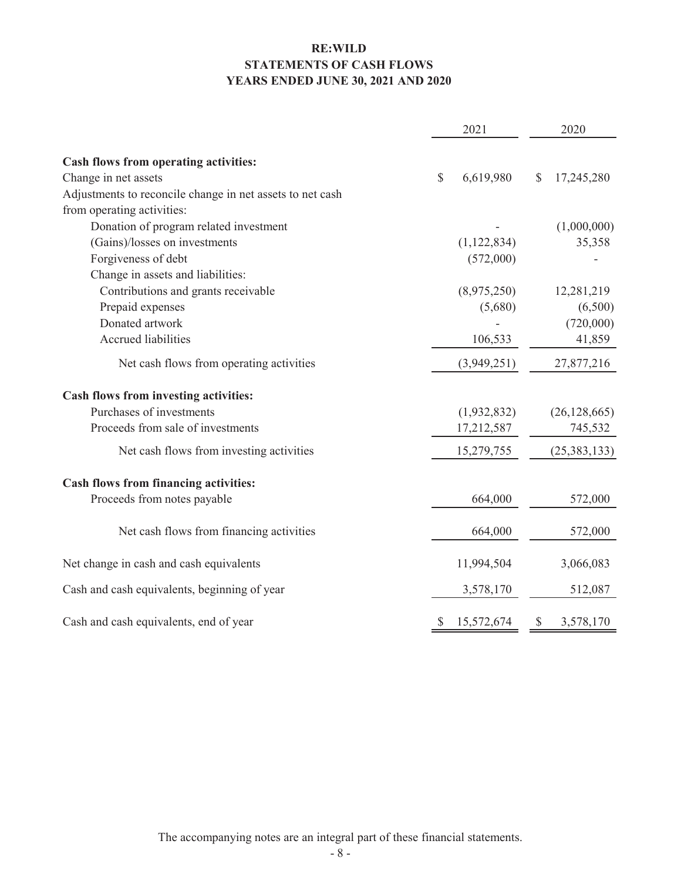# RE:WILD
## STATEMENTS OF CASH FLOWS
## YEARS ENDED JUNE 30, 2021 AND 2020

| | 2021 | 2020 |
|---|---|---|
| **Cash flows from operating activities:** | | |
| Change in net assets | $ 6,619,980 | $ 17,245,280 |
| Adjustments to reconcile change in net assets to net cash from operating activities: | | |
| Donation of program related investment | - | (1,000,000) |
| (Gains)/losses on investments | (1,122,834) | 35,358 |
| Forgiveness of debt | (572,000) | - |
| Change in assets and liabilities: | | |
| Contributions and grants receivable | (8,975,250) | 12,281,219 |
| Prepaid expenses | (5,680) | (6,500) |
| Donated artwork | - | (720,000) |
| Accrued liabilities | 106,533 | 41,859 |
| Net cash flows from operating activities | (3,949,251) | 27,877,216 |
| **Cash flows from investing activities:** | | |
| Purchases of investments | (1,932,832) | (26,128,665) |
| Proceeds from sale of investments | 17,212,587 | 745,532 |
| Net cash flows from investing activities | 15,279,755 | (25,383,133) |
| **Cash flows from financing activities:** | | |
| Proceeds from notes payable | 664,000 | 572,000 |
| Net cash flows from financing activities | 664,000 | 572,000 |
| Net change in cash and cash equivalents | 11,994,504 | 3,066,083 |
| Cash and cash equivalents, beginning of year | 3,578,170 | 512,087 |
| Cash and cash equivalents, end of year | $ 15,572,674 | $ 3,578,170 |

The accompanying notes are an integral part of these financial statements.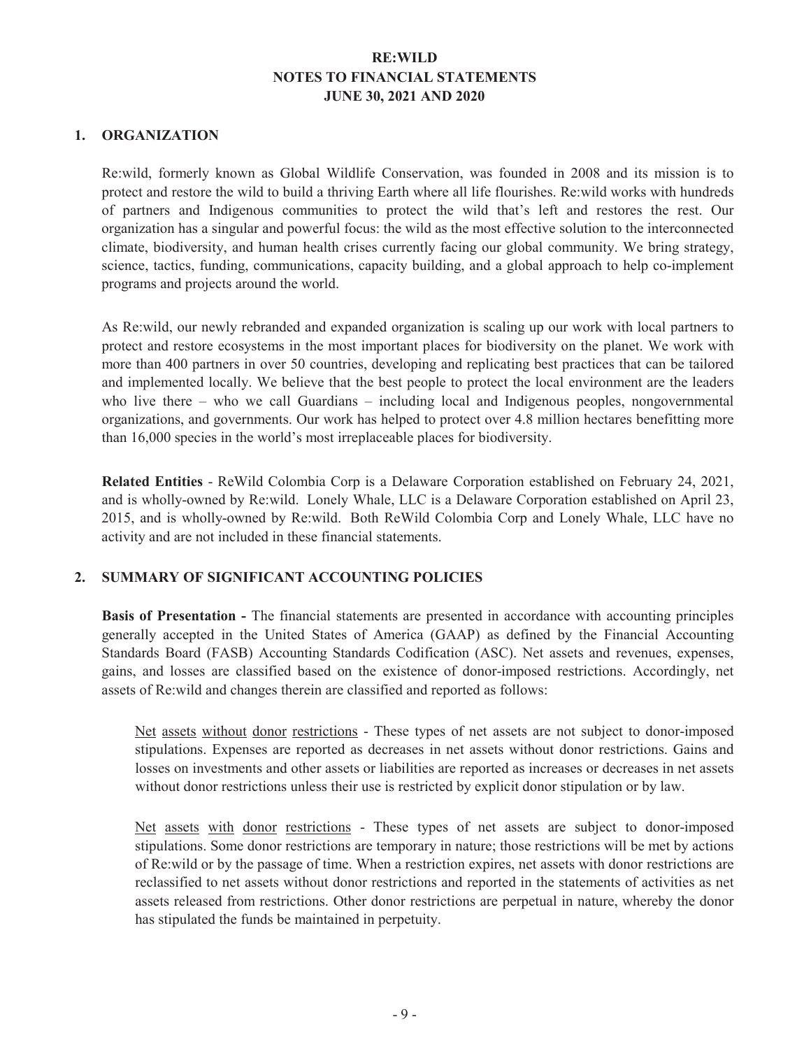# RE:WILD
# NOTES TO FINANCIAL STATEMENTS
# JUNE 30, 2021 AND 2020

## 1. ORGANIZATION

Re:wild, formerly known as Global Wildlife Conservation, was founded in 2008 and its mission is to protect and restore the wild to build a thriving Earth where all life flourishes. Re:wild works with hundreds of partners and Indigenous communities to protect the wild that's left and restores the rest. Our organization has a singular and powerful focus: the wild as the most effective solution to the interconnected climate, biodiversity, and human health crises currently facing our global community. We bring strategy, science, tactics, funding, communications, capacity building, and a global approach to help co-implement programs and projects around the world.

As Re:wild, our newly rebranded and expanded organization is scaling up our work with local partners to protect and restore ecosystems in the most important places for biodiversity on the planet. We work with more than 400 partners in over 50 countries, developing and replicating best practices that can be tailored and implemented locally. We believe that the best people to protect the local environment are the leaders who live there – who we call Guardians – including local and Indigenous peoples, nongovernmental organizations, and governments. Our work has helped to protect over 4.8 million hectares benefitting more than 16,000 species in the world's most irreplaceable places for biodiversity.

**Related Entities** - ReWild Colombia Corp is a Delaware Corporation established on February 24, 2021, and is wholly-owned by Re:wild. Lonely Whale, LLC is a Delaware Corporation established on April 23, 2015, and is wholly-owned by Re:wild. Both ReWild Colombia Corp and Lonely Whale, LLC have no activity and are not included in these financial statements.

## 2. SUMMARY OF SIGNIFICANT ACCOUNTING POLICIES

**Basis of Presentation -** The financial statements are presented in accordance with accounting principles generally accepted in the United States of America (GAAP) as defined by the Financial Accounting Standards Board (FASB) Accounting Standards Codification (ASC). Net assets and revenues, expenses, gains, and losses are classified based on the existence of donor-imposed restrictions. Accordingly, net assets of Re:wild and changes therein are classified and reported as follows:

Net assets without donor restrictions - These types of net assets are not subject to donor-imposed stipulations. Expenses are reported as decreases in net assets without donor restrictions. Gains and losses on investments and other assets or liabilities are reported as increases or decreases in net assets without donor restrictions unless their use is restricted by explicit donor stipulation or by law.

Net assets with donor restrictions - These types of net assets are subject to donor-imposed stipulations. Some donor restrictions are temporary in nature; those restrictions will be met by actions of Re:wild or by the passage of time. When a restriction expires, net assets with donor restrictions are reclassified to net assets without donor restrictions and reported in the statements of activities as net assets released from restrictions. Other donor restrictions are perpetual in nature, whereby the donor has stipulated the funds be maintained in perpetuity.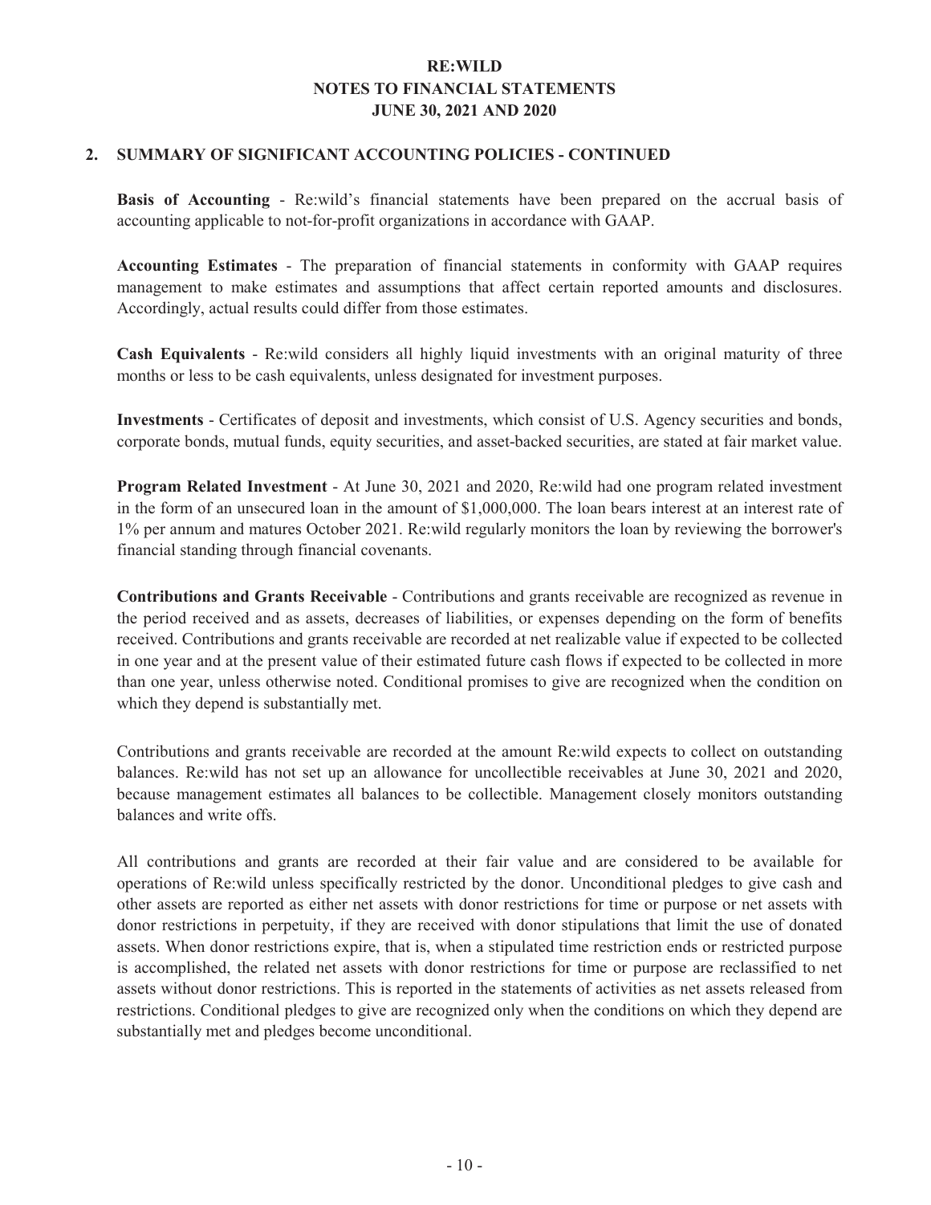## 2. SUMMARY OF SIGNIFICANT ACCOUNTING POLICIES - CONTINUED

**Basis of Accounting** - Re:wild's financial statements have been prepared on the accrual basis of accounting applicable to not-for-profit organizations in accordance with GAAP.

**Accounting Estimates** - The preparation of financial statements in conformity with GAAP requires management to make estimates and assumptions that affect certain reported amounts and disclosures. Accordingly, actual results could differ from those estimates.

**Cash Equivalents** - Re:wild considers all highly liquid investments with an original maturity of three months or less to be cash equivalents, unless designated for investment purposes.

**Investments** - Certificates of deposit and investments, which consist of U.S. Agency securities and bonds, corporate bonds, mutual funds, equity securities, and asset-backed securities, are stated at fair market value.

**Program Related Investment** - At June 30, 2021 and 2020, Re:wild had one program related investment in the form of an unsecured loan in the amount of $1,000,000. The loan bears interest at an interest rate of 1% per annum and matures October 2021. Re:wild regularly monitors the loan by reviewing the borrower's financial standing through financial covenants.

**Contributions and Grants Receivable** - Contributions and grants receivable are recognized as revenue in the period received and as assets, decreases of liabilities, or expenses depending on the form of benefits received. Contributions and grants receivable are recorded at net realizable value if expected to be collected in one year and at the present value of their estimated future cash flows if expected to be collected in more than one year, unless otherwise noted. Conditional promises to give are recognized when the condition on which they depend is substantially met.

Contributions and grants receivable are recorded at the amount Re:wild expects to collect on outstanding balances. Re:wild has not set up an allowance for uncollectible receivables at June 30, 2021 and 2020, because management estimates all balances to be collectible. Management closely monitors outstanding balances and write offs.

All contributions and grants are recorded at their fair value and are considered to be available for operations of Re:wild unless specifically restricted by the donor. Unconditional pledges to give cash and other assets are reported as either net assets with donor restrictions for time or purpose or net assets with donor restrictions in perpetuity, if they are received with donor stipulations that limit the use of donated assets. When donor restrictions expire, that is, when a stipulated time restriction ends or restricted purpose is accomplished, the related net assets with donor restrictions for time or purpose are reclassified to net assets without donor restrictions. This is reported in the statements of activities as net assets released from restrictions. Conditional pledges to give are recognized only when the conditions on which they depend are substantially met and pledges become unconditional.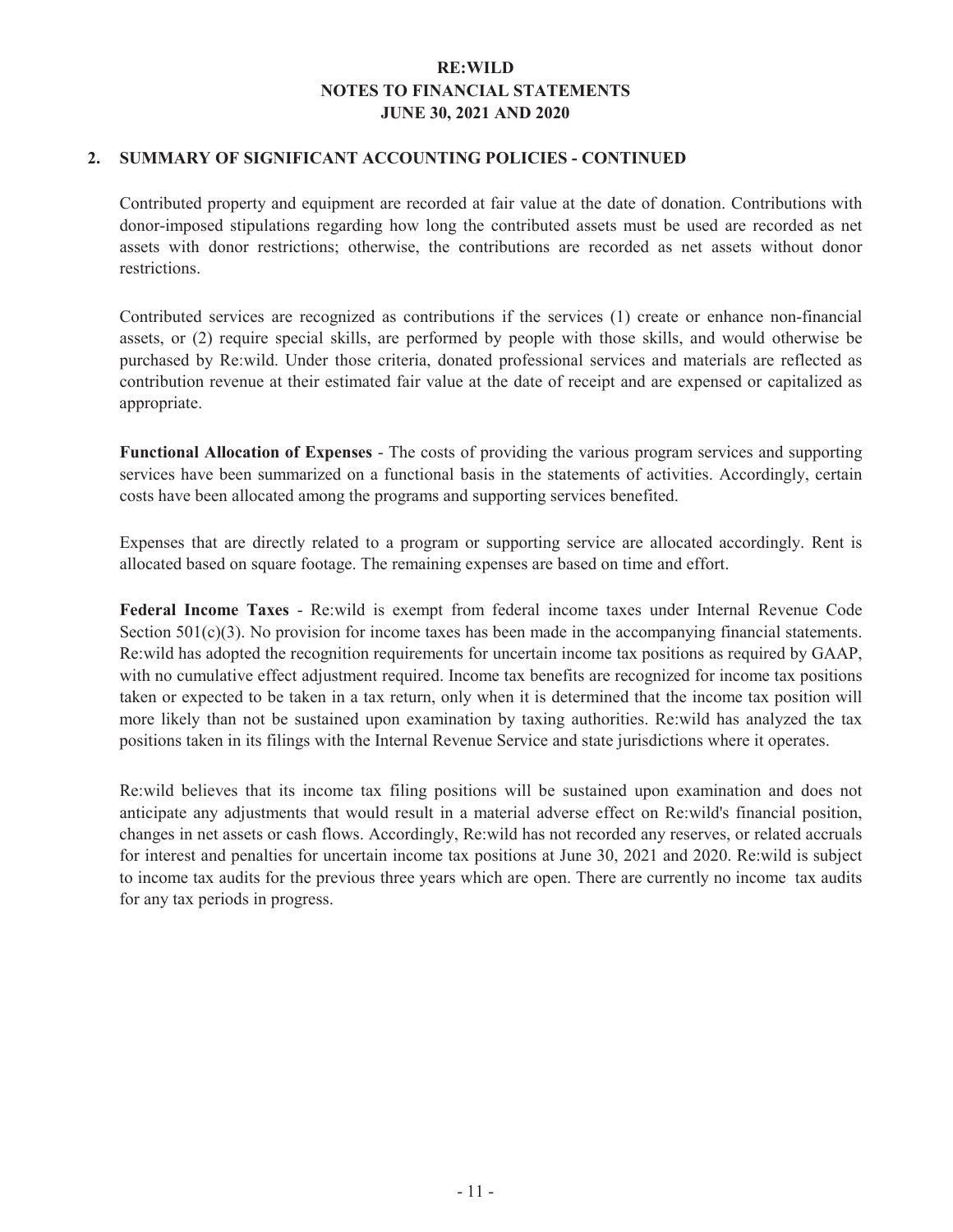## 2. SUMMARY OF SIGNIFICANT ACCOUNTING POLICIES - CONTINUED

Contributed property and equipment are recorded at fair value at the date of donation. Contributions with donor-imposed stipulations regarding how long the contributed assets must be used are recorded as net assets with donor restrictions; otherwise, the contributions are recorded as net assets without donor restrictions.

Contributed services are recognized as contributions if the services (1) create or enhance non-financial assets, or (2) require special skills, are performed by people with those skills, and would otherwise be purchased by Re:wild. Under those criteria, donated professional services and materials are reflected as contribution revenue at their estimated fair value at the date of receipt and are expensed or capitalized as appropriate.

**Functional Allocation of Expenses** - The costs of providing the various program services and supporting services have been summarized on a functional basis in the statements of activities. Accordingly, certain costs have been allocated among the programs and supporting services benefited.

Expenses that are directly related to a program or supporting service are allocated accordingly. Rent is allocated based on square footage. The remaining expenses are based on time and effort.

**Federal Income Taxes** - Re:wild is exempt from federal income taxes under Internal Revenue Code Section 501(c)(3). No provision for income taxes has been made in the accompanying financial statements. Re:wild has adopted the recognition requirements for uncertain income tax positions as required by GAAP, with no cumulative effect adjustment required. Income tax benefits are recognized for income tax positions taken or expected to be taken in a tax return, only when it is determined that the income tax position will more likely than not be sustained upon examination by taxing authorities. Re:wild has analyzed the tax positions taken in its filings with the Internal Revenue Service and state jurisdictions where it operates.

Re:wild believes that its income tax filing positions will be sustained upon examination and does not anticipate any adjustments that would result in a material adverse effect on Re:wild's financial position, changes in net assets or cash flows. Accordingly, Re:wild has not recorded any reserves, or related accruals for interest and penalties for uncertain income tax positions at June 30, 2021 and 2020. Re:wild is subject to income tax audits for the previous three years which are open. There are currently no income tax audits for any tax periods in progress.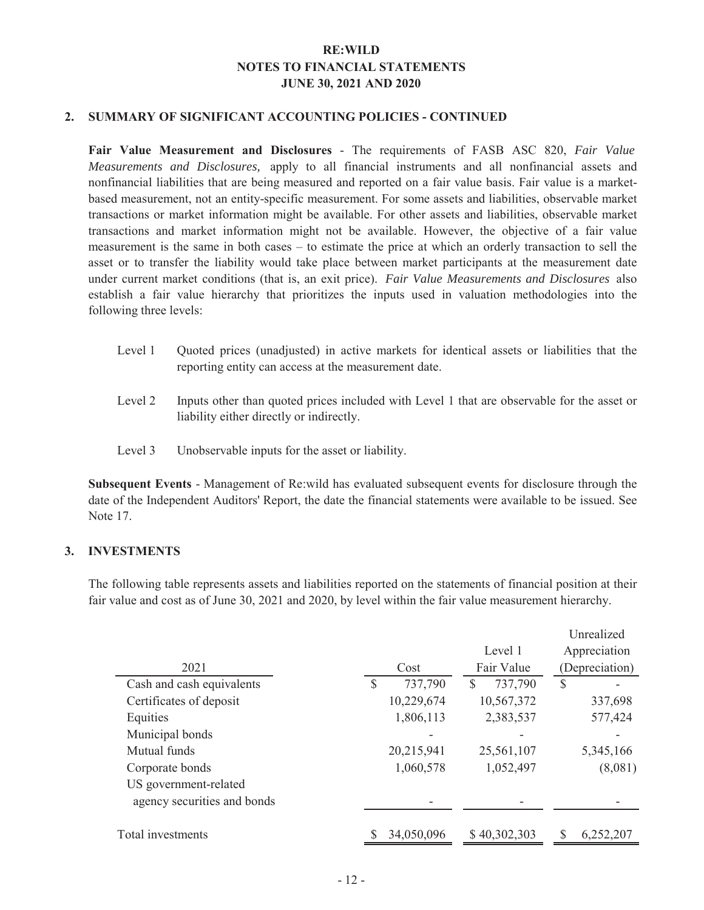## 2. SUMMARY OF SIGNIFICANT ACCOUNTING POLICIES - CONTINUED

**Fair Value Measurement and Disclosures** - The requirements of FASB ASC 820, *Fair Value Measurements and Disclosures,* apply to all financial instruments and all nonfinancial assets and nonfinancial liabilities that are being measured and reported on a fair value basis. Fair value is a market-based measurement, not an entity-specific measurement. For some assets and liabilities, observable market transactions or market information might be available. For other assets and liabilities, observable market transactions and market information might not be available. However, the objective of a fair value measurement is the same in both cases – to estimate the price at which an orderly transaction to sell the asset or to transfer the liability would take place between market participants at the measurement date under current market conditions (that is, an exit price). *Fair Value Measurements and Disclosures* also establish a fair value hierarchy that prioritizes the inputs used in valuation methodologies into the following three levels:

Level 1 Quoted prices (unadjusted) in active markets for identical assets or liabilities that the reporting entity can access at the measurement date.

Level 2 Inputs other than quoted prices included with Level 1 that are observable for the asset or liability either directly or indirectly.

Level 3 Unobservable inputs for the asset or liability.

**Subsequent Events** - Management of Re:wild has evaluated subsequent events for disclosure through the date of the Independent Auditors' Report, the date the financial statements were available to be issued. See Note 17.

## 3. INVESTMENTS

The following table represents assets and liabilities reported on the statements of financial position at their fair value and cost as of June 30, 2021 and 2020, by level within the fair value measurement hierarchy.

| 2021 | Cost | Level 1 Fair Value | Unrealized Appreciation (Depreciation) |
|---|---|---|---|
| Cash and cash equivalents | $ 737,790 | $ 737,790 | $ - |
| Certificates of deposit | 10,229,674 | 10,567,372 | 337,698 |
| Equities | 1,806,113 | 2,383,537 | 577,424 |
| Municipal bonds | - | - | - |
| Mutual funds | 20,215,941 | 25,561,107 | 5,345,166 |
| Corporate bonds | 1,060,578 | 1,052,497 | (8,081) |
| US government-related agency securities and bonds | - | - | - |
| Total investments | $ 34,050,096 | $ 40,302,303 | $ 6,252,207 |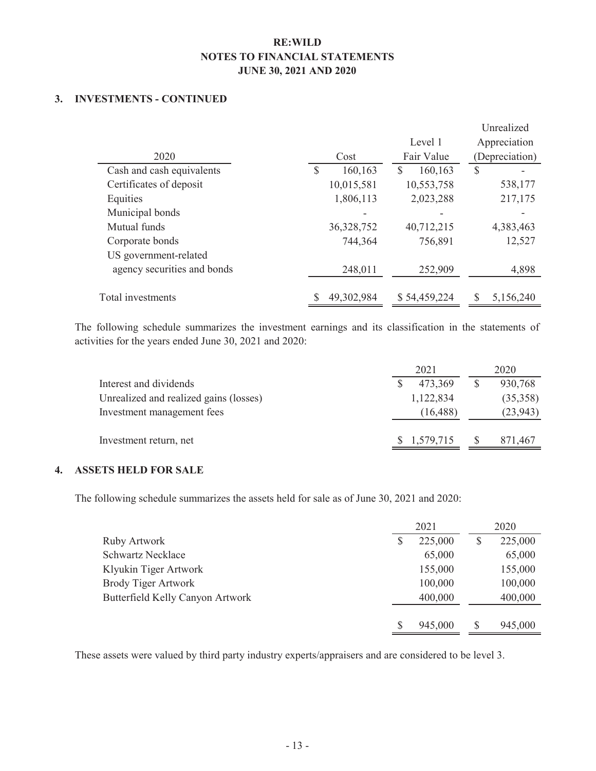**RE:WILD**
**NOTES TO FINANCIAL STATEMENTS**
**JUNE 30, 2021 AND 2020**

## 3. INVESTMENTS - CONTINUED

| 2020 | Cost | Level 1 Fair Value | Unrealized Appreciation (Depreciation) |
|---|---|---|---|
| Cash and cash equivalents | $ 160,163 | $ 160,163 | $ - |
| Certificates of deposit | 10,015,581 | 10,553,758 | 538,177 |
| Equities | 1,806,113 | 2,023,288 | 217,175 |
| Municipal bonds | - | - | - |
| Mutual funds | 36,328,752 | 40,712,215 | 4,383,463 |
| Corporate bonds | 744,364 | 756,891 | 12,527 |
| US government-related agency securities and bonds | 248,011 | 252,909 | 4,898 |
| Total investments | $ 49,302,984 | $ 54,459,224 | $ 5,156,240 |

The following schedule summarizes the investment earnings and its classification in the statements of activities for the years ended June 30, 2021 and 2020:

| | 2021 | 2020 |
|---|---|---|
| Interest and dividends | $ 473,369 | $ 930,768 |
| Unrealized and realized gains (losses) | 1,122,834 | (35,358) |
| Investment management fees | (16,488) | (23,943) |
| Investment return, net | $ 1,579,715 | $ 871,467 |

## 4. ASSETS HELD FOR SALE

The following schedule summarizes the assets held for sale as of June 30, 2021 and 2020:

| | 2021 | 2020 |
|---|---|---|
| Ruby Artwork | $ 225,000 | $ 225,000 |
| Schwartz Necklace | 65,000 | 65,000 |
| Klyukin Tiger Artwork | 155,000 | 155,000 |
| Brody Tiger Artwork | 100,000 | 100,000 |
| Butterfield Kelly Canyon Artwork | 400,000 | 400,000 |
| | $ 945,000 | $ 945,000 |

These assets were valued by third party industry experts/appraisers and are considered to be level 3.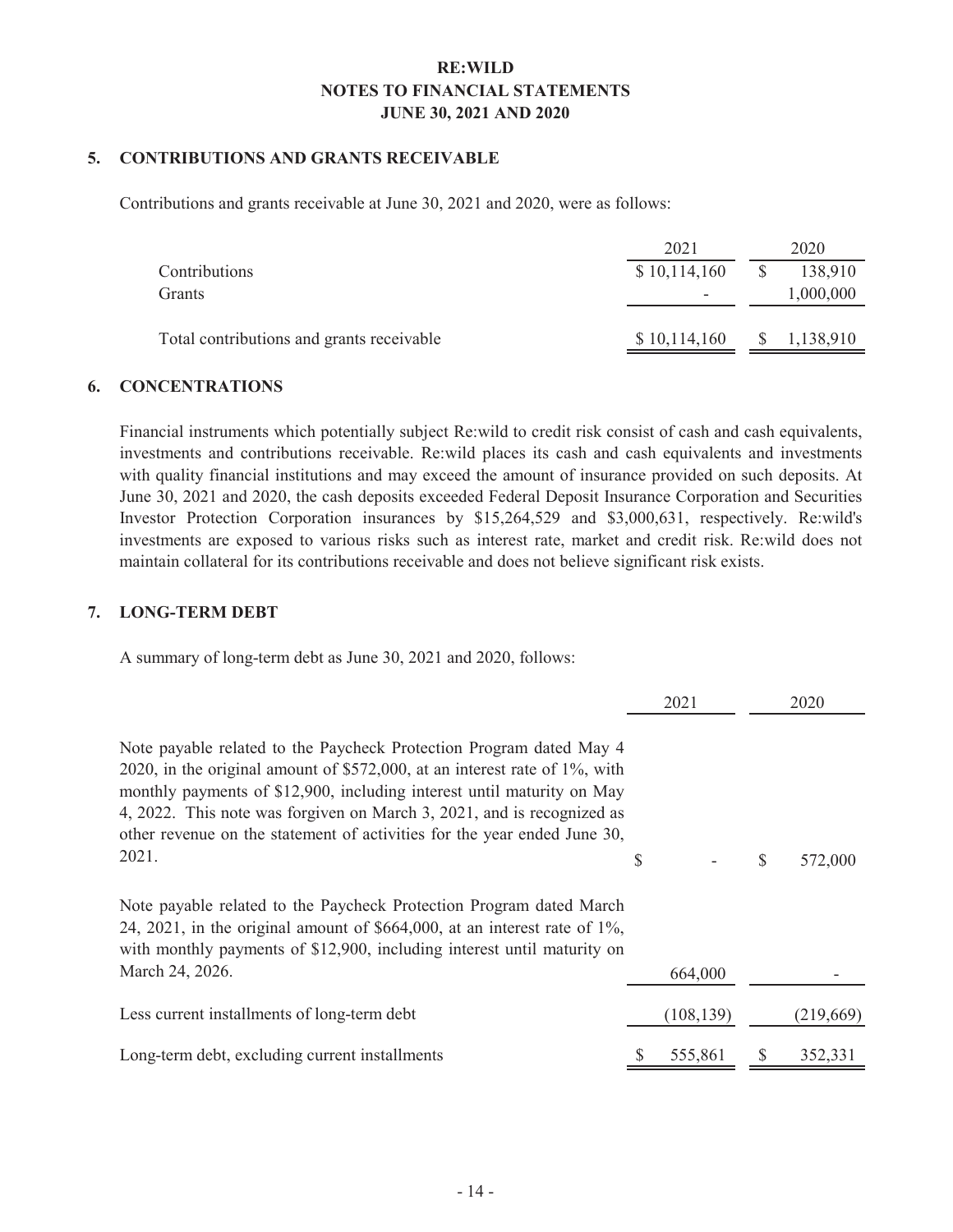# RE:WILD
## NOTES TO FINANCIAL STATEMENTS
## JUNE 30, 2021 AND 2020

### 5. CONTRIBUTIONS AND GRANTS RECEIVABLE

Contributions and grants receivable at June 30, 2021 and 2020, were as follows:

| | 2021 | 2020 |
|---|---|---|
| Contributions | $ 10,114,160 | $ 138,910 |
| Grants | - | 1,000,000 |
| Total contributions and grants receivable | $ 10,114,160 | $ 1,138,910 |

### 6. CONCENTRATIONS

Financial instruments which potentially subject Re:wild to credit risk consist of cash and cash equivalents, investments and contributions receivable. Re:wild places its cash and cash equivalents and investments with quality financial institutions and may exceed the amount of insurance provided on such deposits. At June 30, 2021 and 2020, the cash deposits exceeded Federal Deposit Insurance Corporation and Securities Investor Protection Corporation insurances by $15,264,529 and $3,000,631, respectively. Re:wild's investments are exposed to various risks such as interest rate, market and credit risk. Re:wild does not maintain collateral for its contributions receivable and does not believe significant risk exists.

### 7. LONG-TERM DEBT

A summary of long-term debt as June 30, 2021 and 2020, follows:

| | 2021 | 2020 |
|---|---|---|
| Note payable related to the Paycheck Protection Program dated May 4 2020, in the original amount of $572,000, at an interest rate of 1%, with monthly payments of $12,900, including interest until maturity on May 4, 2022. This note was forgiven on March 3, 2021, and is recognized as other revenue on the statement of activities for the year ended June 30, 2021. | $ - | $ 572,000 |
| Note payable related to the Paycheck Protection Program dated March 24, 2021, in the original amount of $664,000, at an interest rate of 1%, with monthly payments of $12,900, including interest until maturity on March 24, 2026. | 664,000 | - |
| Less current installments of long-term debt | (108,139) | (219,669) |
| Long-term debt, excluding current installments | $ 555,861 | $ 352,331 |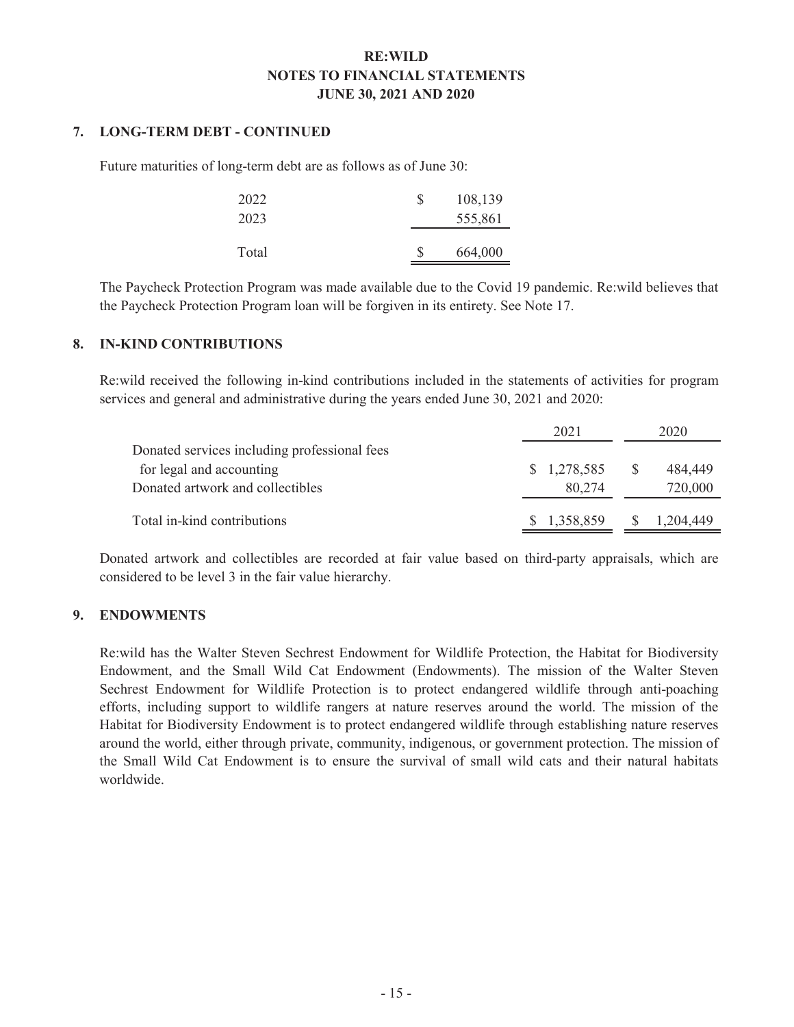# RE:WILD
# NOTES TO FINANCIAL STATEMENTS
# JUNE 30, 2021 AND 2020

## 7. LONG-TERM DEBT - CONTINUED

Future maturities of long-term debt are as follows as of June 30:

| | |
|---|---|
| 2022 | $ 108,139 |
| 2023 | 555,861 |
| Total | $ 664,000 |

The Paycheck Protection Program was made available due to the Covid 19 pandemic. Re:wild believes that the Paycheck Protection Program loan will be forgiven in its entirety. See Note 17.

## 8. IN-KIND CONTRIBUTIONS

Re:wild received the following in-kind contributions included in the statements of activities for program services and general and administrative during the years ended June 30, 2021 and 2020:

| | 2021 | 2020 |
|---|---|---|
| Donated services including professional fees for legal and accounting | $ 1,278,585 | $ 484,449 |
| Donated artwork and collectibles | 80,274 | 720,000 |
| Total in-kind contributions | $ 1,358,859 | $ 1,204,449 |

Donated artwork and collectibles are recorded at fair value based on third-party appraisals, which are considered to be level 3 in the fair value hierarchy.

## 9. ENDOWMENTS

Re:wild has the Walter Steven Sechrest Endowment for Wildlife Protection, the Habitat for Biodiversity Endowment, and the Small Wild Cat Endowment (Endowments). The mission of the Walter Steven Sechrest Endowment for Wildlife Protection is to protect endangered wildlife through anti-poaching efforts, including support to wildlife rangers at nature reserves around the world. The mission of the Habitat for Biodiversity Endowment is to protect endangered wildlife through establishing nature reserves around the world, either through private, community, indigenous, or government protection. The mission of the Small Wild Cat Endowment is to ensure the survival of small wild cats and their natural habitats worldwide.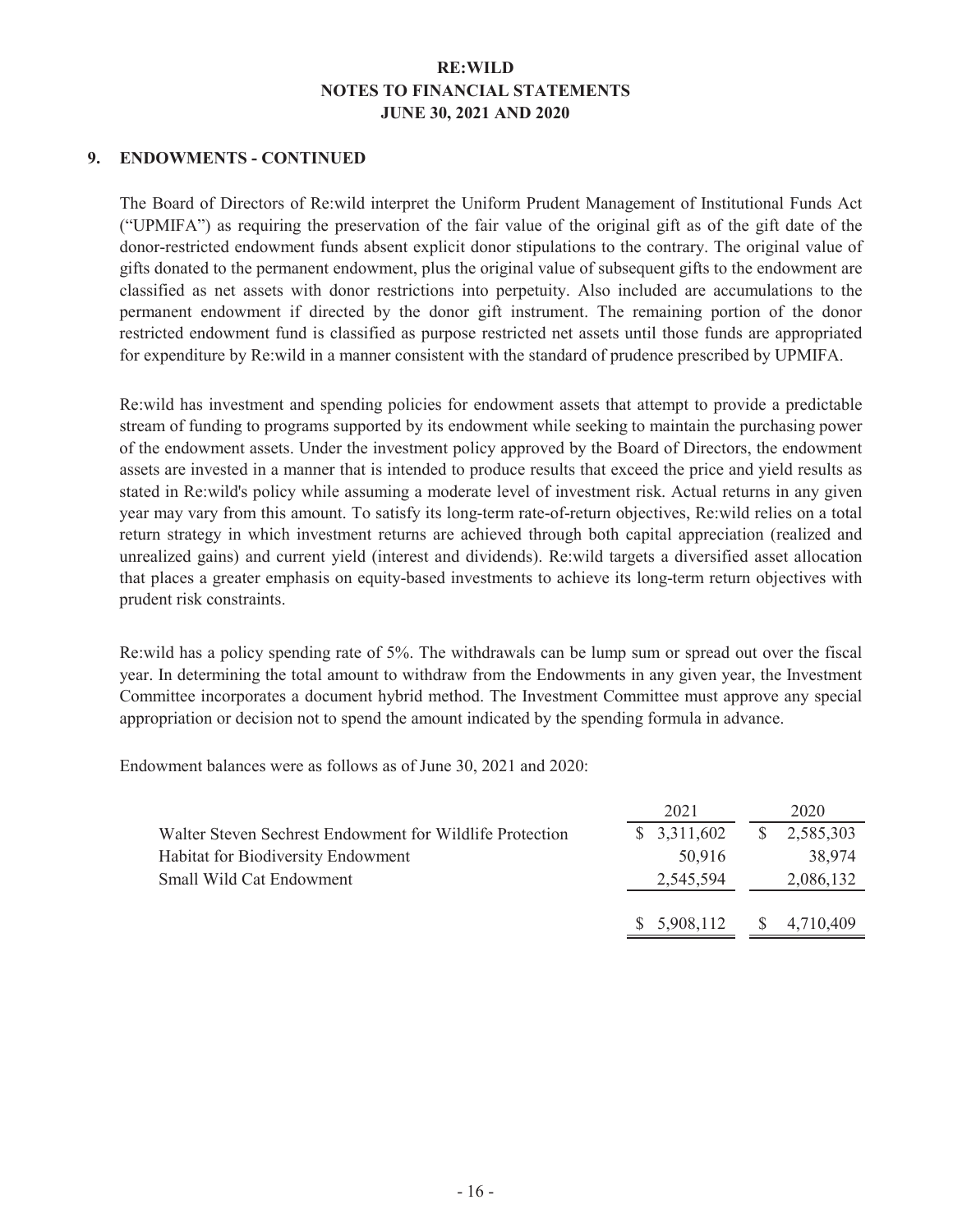## 9. ENDOWMENTS - CONTINUED

The Board of Directors of Re:wild interpret the Uniform Prudent Management of Institutional Funds Act ("UPMIFA") as requiring the preservation of the fair value of the original gift as of the gift date of the donor-restricted endowment funds absent explicit donor stipulations to the contrary. The original value of gifts donated to the permanent endowment, plus the original value of subsequent gifts to the endowment are classified as net assets with donor restrictions into perpetuity. Also included are accumulations to the permanent endowment if directed by the donor gift instrument. The remaining portion of the donor restricted endowment fund is classified as purpose restricted net assets until those funds are appropriated for expenditure by Re:wild in a manner consistent with the standard of prudence prescribed by UPMIFA.

Re:wild has investment and spending policies for endowment assets that attempt to provide a predictable stream of funding to programs supported by its endowment while seeking to maintain the purchasing power of the endowment assets. Under the investment policy approved by the Board of Directors, the endowment assets are invested in a manner that is intended to produce results that exceed the price and yield results as stated in Re:wild's policy while assuming a moderate level of investment risk. Actual returns in any given year may vary from this amount. To satisfy its long-term rate-of-return objectives, Re:wild relies on a total return strategy in which investment returns are achieved through both capital appreciation (realized and unrealized gains) and current yield (interest and dividends). Re:wild targets a diversified asset allocation that places a greater emphasis on equity-based investments to achieve its long-term return objectives with prudent risk constraints.

Re:wild has a policy spending rate of 5%. The withdrawals can be lump sum or spread out over the fiscal year. In determining the total amount to withdraw from the Endowments in any given year, the Investment Committee incorporates a document hybrid method. The Investment Committee must approve any special appropriation or decision not to spend the amount indicated by the spending formula in advance.

Endowment balances were as follows as of June 30, 2021 and 2020:

| | 2021 | 2020 |
|---|---|---|
| Walter Steven Sechrest Endowment for Wildlife Protection | $ 3,311,602 | $ 2,585,303 |
| Habitat for Biodiversity Endowment | 50,916 | 38,974 |
| Small Wild Cat Endowment | 2,545,594 | 2,086,132 |
| | $ 5,908,112 | $ 4,710,409 |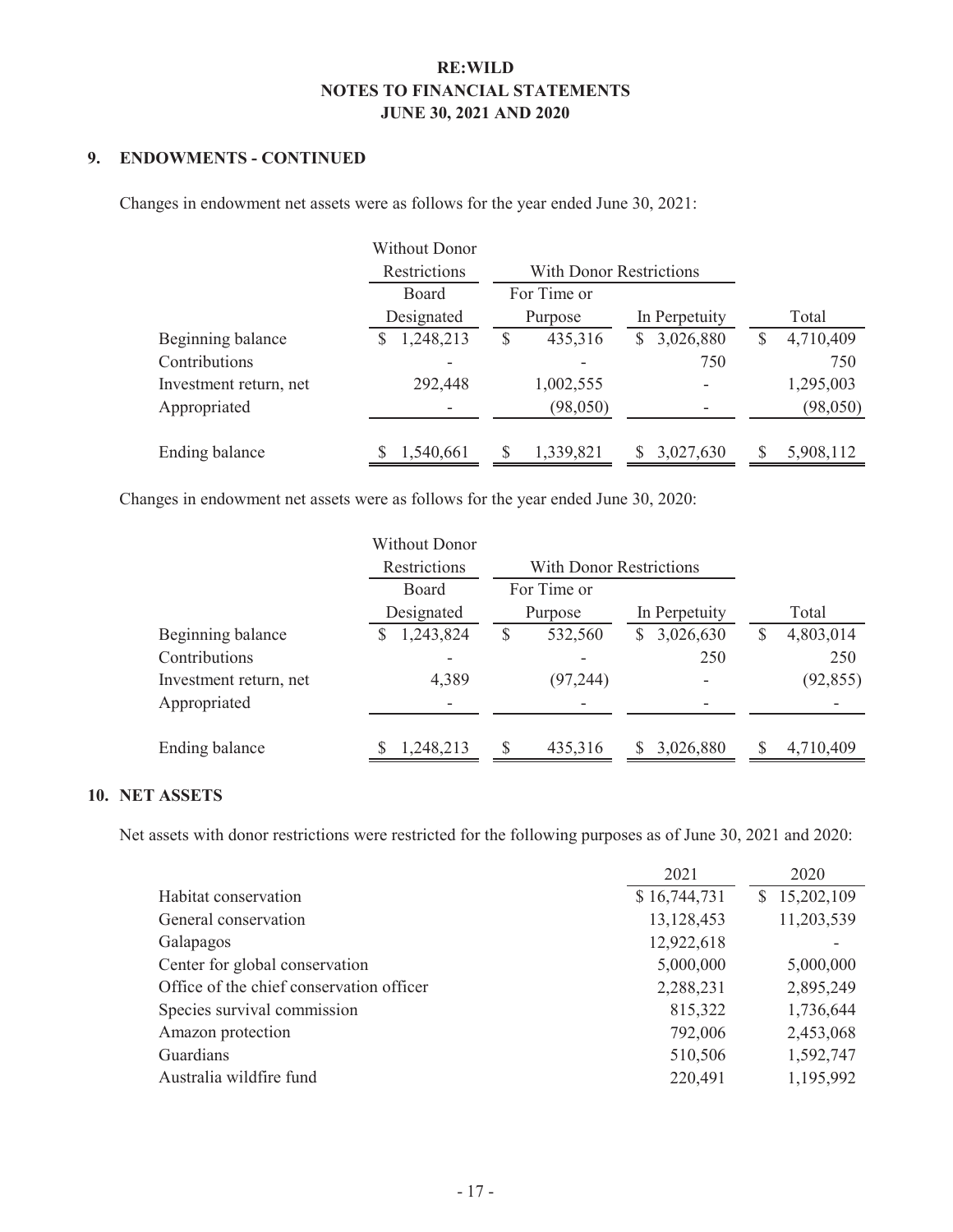# RE:WILD
## NOTES TO FINANCIAL STATEMENTS
## JUNE 30, 2021 AND 2020

## 9. ENDOWMENTS - CONTINUED

Changes in endowment net assets were as follows for the year ended June 30, 2021:

| | Without Donor Restrictions | With Donor Restrictions | | |
|---|---|---|---|---|
| | Board Designated | For Time or Purpose | In Perpetuity | Total |
| Beginning balance | $ 1,248,213 | $ 435,316 | $ 3,026,880 | $ 4,710,409 |
| Contributions | - | - | 750 | 750 |
| Investment return, net | 292,448 | 1,002,555 | - | 1,295,003 |
| Appropriated | - | (98,050) | - | (98,050) |
| Ending balance | $ 1,540,661 | $ 1,339,821 | $ 3,027,630 | $ 5,908,112 |

Changes in endowment net assets were as follows for the year ended June 30, 2020:

| | Without Donor Restrictions | With Donor Restrictions | | |
|---|---|---|---|---|
| | Board Designated | For Time or Purpose | In Perpetuity | Total |
| Beginning balance | $ 1,243,824 | $ 532,560 | $ 3,026,630 | $ 4,803,014 |
| Contributions | - | - | 250 | 250 |
| Investment return, net | 4,389 | (97,244) | - | (92,855) |
| Appropriated | - | - | - | - |
| Ending balance | $ 1,248,213 | $ 435,316 | $ 3,026,880 | $ 4,710,409 |

## 10. NET ASSETS

Net assets with donor restrictions were restricted for the following purposes as of June 30, 2021 and 2020:

| | 2021 | 2020 |
|---|---|---|
| Habitat conservation | $ 16,744,731 | $ 15,202,109 |
| General conservation | 13,128,453 | 11,203,539 |
| Galapagos | 12,922,618 | - |
| Center for global conservation | 5,000,000 | 5,000,000 |
| Office of the chief conservation officer | 2,288,231 | 2,895,249 |
| Species survival commission | 815,322 | 1,736,644 |
| Amazon protection | 792,006 | 2,453,068 |
| Guardians | 510,506 | 1,592,747 |
| Australia wildfire fund | 220,491 | 1,195,992 |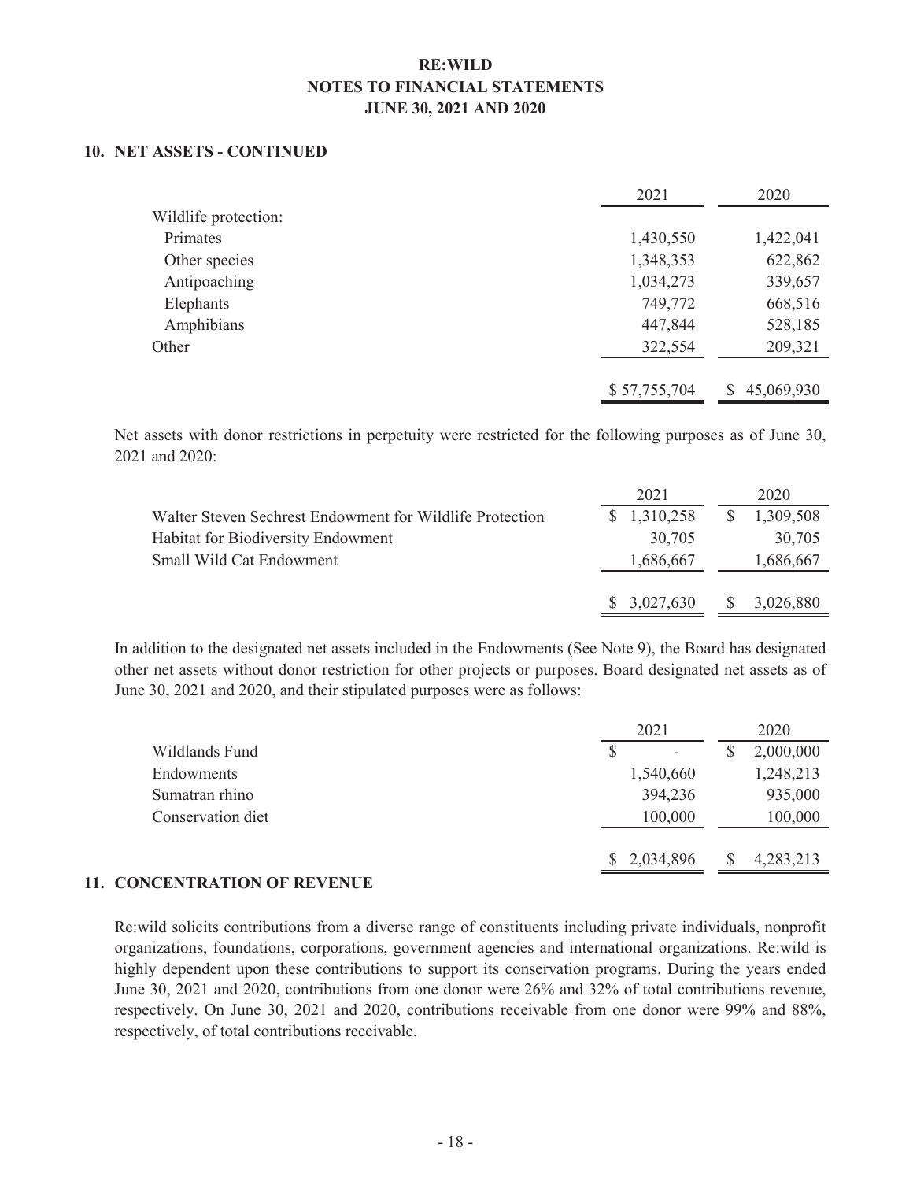## 10. NET ASSETS - CONTINUED

| | 2021 | 2020 |
|---|---|---|
| Wildlife protection: | | |
| Primates | 1,430,550 | 1,422,041 |
| Other species | 1,348,353 | 622,862 |
| Antipoaching | 1,034,273 | 339,657 |
| Elephants | 749,772 | 668,516 |
| Amphibians | 447,844 | 528,185 |
| Other | 322,554 | 209,321 |
| | $ 57,755,704 | $ 45,069,930 |

Net assets with donor restrictions in perpetuity were restricted for the following purposes as of June 30, 2021 and 2020:

| | 2021 | 2020 |
|---|---|---|
| Walter Steven Sechrest Endowment for Wildlife Protection | $ 1,310,258 | $ 1,309,508 |
| Habitat for Biodiversity Endowment | 30,705 | 30,705 |
| Small Wild Cat Endowment | 1,686,667 | 1,686,667 |
| | $ 3,027,630 | $ 3,026,880 |

In addition to the designated net assets included in the Endowments (See Note 9), the Board has designated other net assets without donor restriction for other projects or purposes. Board designated net assets as of June 30, 2021 and 2020, and their stipulated purposes were as follows:

| | 2021 | 2020 |
|---|---|---|
| Wildlands Fund | $ - | $ 2,000,000 |
| Endowments | 1,540,660 | 1,248,213 |
| Sumatran rhino | 394,236 | 935,000 |
| Conservation diet | 100,000 | 100,000 |
| | $ 2,034,896 | $ 4,283,213 |

## 11. CONCENTRATION OF REVENUE

Re:wild solicits contributions from a diverse range of constituents including private individuals, nonprofit organizations, foundations, corporations, government agencies and international organizations. Re:wild is highly dependent upon these contributions to support its conservation programs. During the years ended June 30, 2021 and 2020, contributions from one donor were 26% and 32% of total contributions revenue, respectively. On June 30, 2021 and 2020, contributions receivable from one donor were 99% and 88%, respectively, of total contributions receivable.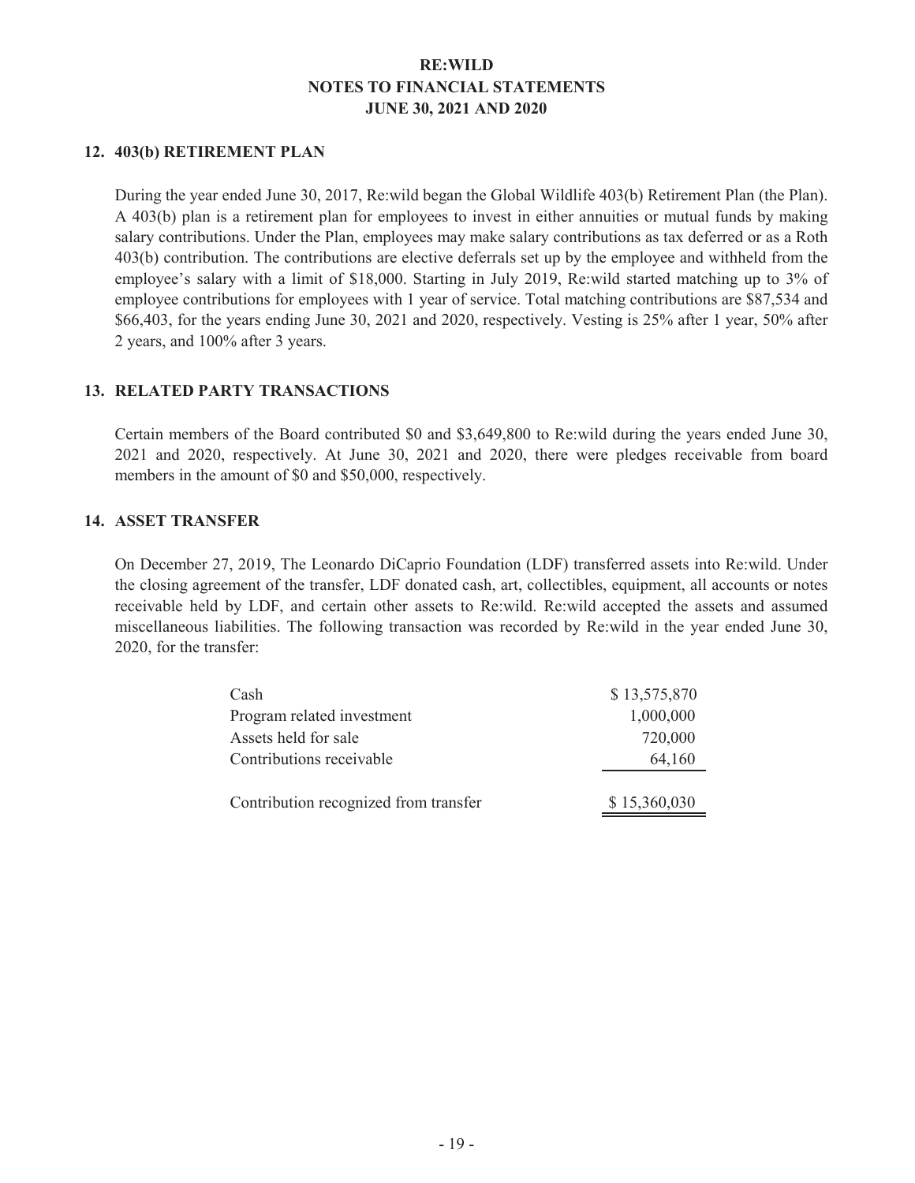# RE:WILD
# NOTES TO FINANCIAL STATEMENTS
# JUNE 30, 2021 AND 2020

## 12. 403(b) RETIREMENT PLAN

During the year ended June 30, 2017, Re:wild began the Global Wildlife 403(b) Retirement Plan (the Plan). A 403(b) plan is a retirement plan for employees to invest in either annuities or mutual funds by making salary contributions. Under the Plan, employees may make salary contributions as tax deferred or as a Roth 403(b) contribution. The contributions are elective deferrals set up by the employee and withheld from the employee's salary with a limit of $18,000. Starting in July 2019, Re:wild started matching up to 3% of employee contributions for employees with 1 year of service. Total matching contributions are $87,534 and $66,403, for the years ending June 30, 2021 and 2020, respectively. Vesting is 25% after 1 year, 50% after 2 years, and 100% after 3 years.

## 13. RELATED PARTY TRANSACTIONS

Certain members of the Board contributed $0 and $3,649,800 to Re:wild during the years ended June 30, 2021 and 2020, respectively. At June 30, 2021 and 2020, there were pledges receivable from board members in the amount of $0 and $50,000, respectively.

## 14. ASSET TRANSFER

On December 27, 2019, The Leonardo DiCaprio Foundation (LDF) transferred assets into Re:wild. Under the closing agreement of the transfer, LDF donated cash, art, collectibles, equipment, all accounts or notes receivable held by LDF, and certain other assets to Re:wild. Re:wild accepted the assets and assumed miscellaneous liabilities. The following transaction was recorded by Re:wild in the year ended June 30, 2020, for the transfer:

| | |
|---|---|
| Cash | $ 13,575,870 |
| Program related investment | 1,000,000 |
| Assets held for sale | 720,000 |
| Contributions receivable | 64,160 |
| Contribution recognized from transfer | $ 15,360,030 |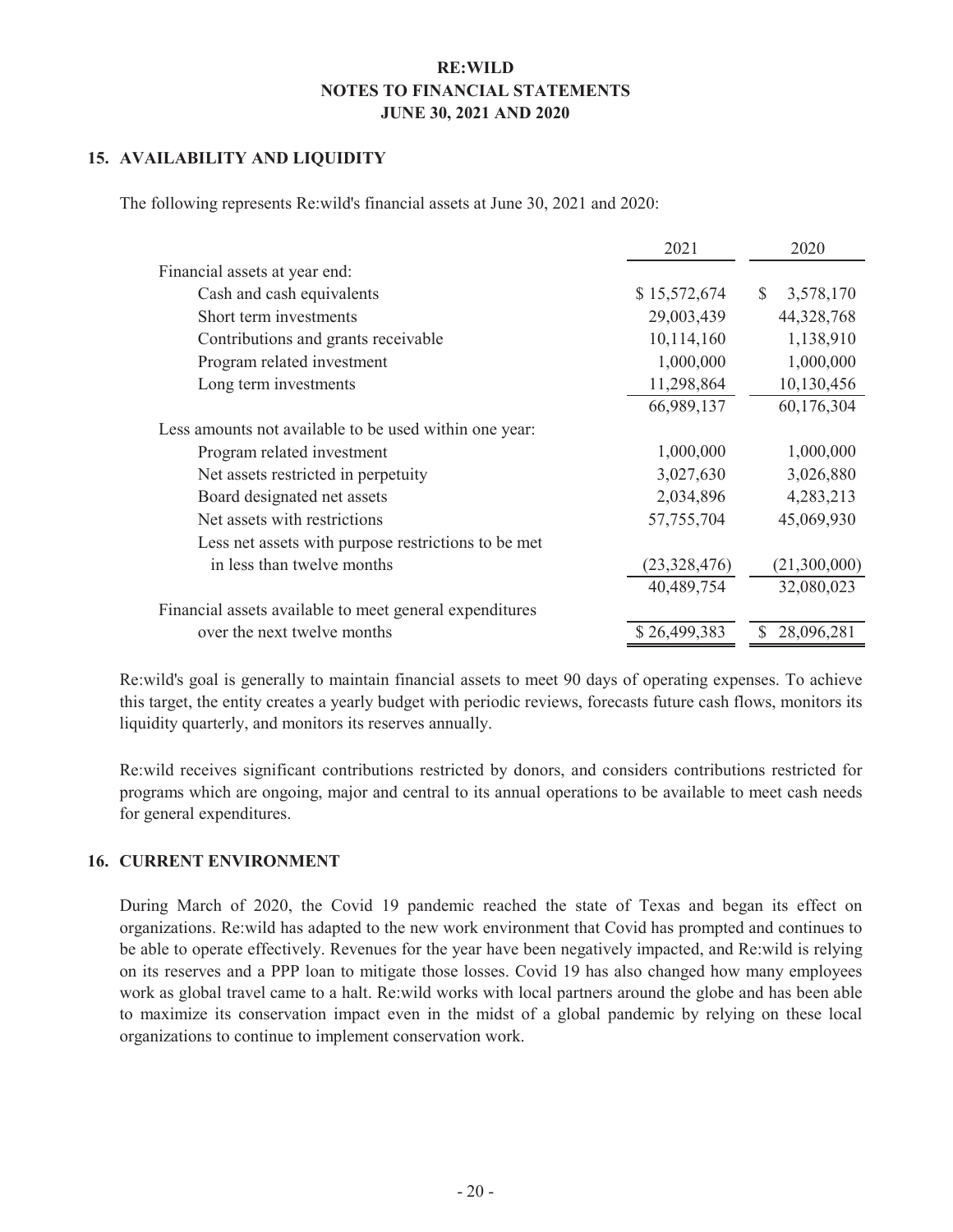**RE:WILD**
**NOTES TO FINANCIAL STATEMENTS**
**JUNE 30, 2021 AND 2020**

## 15. AVAILABILITY AND LIQUIDITY

The following represents Re:wild's financial assets at June 30, 2021 and 2020:

| | 2021 | 2020 |
|---|---|---|
| Financial assets at year end: | | |
| Cash and cash equivalents | $ 15,572,674 | $ 3,578,170 |
| Short term investments | 29,003,439 | 44,328,768 |
| Contributions and grants receivable | 10,114,160 | 1,138,910 |
| Program related investment | 1,000,000 | 1,000,000 |
| Long term investments | 11,298,864 | 10,130,456 |
| | 66,989,137 | 60,176,304 |
| Less amounts not available to be used within one year: | | |
| Program related investment | 1,000,000 | 1,000,000 |
| Net assets restricted in perpetuity | 3,027,630 | 3,026,880 |
| Board designated net assets | 2,034,896 | 4,283,213 |
| Net assets with restrictions | 57,755,704 | 45,069,930 |
| Less net assets with purpose restrictions to be met in less than twelve months | (23,328,476) | (21,300,000) |
| | 40,489,754 | 32,080,023 |
| Financial assets available to meet general expenditures over the next twelve months | $ 26,499,383 | $ 28,096,281 |

Re:wild's goal is generally to maintain financial assets to meet 90 days of operating expenses. To achieve this target, the entity creates a yearly budget with periodic reviews, forecasts future cash flows, monitors its liquidity quarterly, and monitors its reserves annually.

Re:wild receives significant contributions restricted by donors, and considers contributions restricted for programs which are ongoing, major and central to its annual operations to be available to meet cash needs for general expenditures.

## 16. CURRENT ENVIRONMENT

During March of 2020, the Covid 19 pandemic reached the state of Texas and began its effect on organizations. Re:wild has adapted to the new work environment that Covid has prompted and continues to be able to operate effectively. Revenues for the year have been negatively impacted, and Re:wild is relying on its reserves and a PPP loan to mitigate those losses. Covid 19 has also changed how many employees work as global travel came to a halt. Re:wild works with local partners around the globe and has been able to maximize its conservation impact even in the midst of a global pandemic by relying on these local organizations to continue to implement conservation work.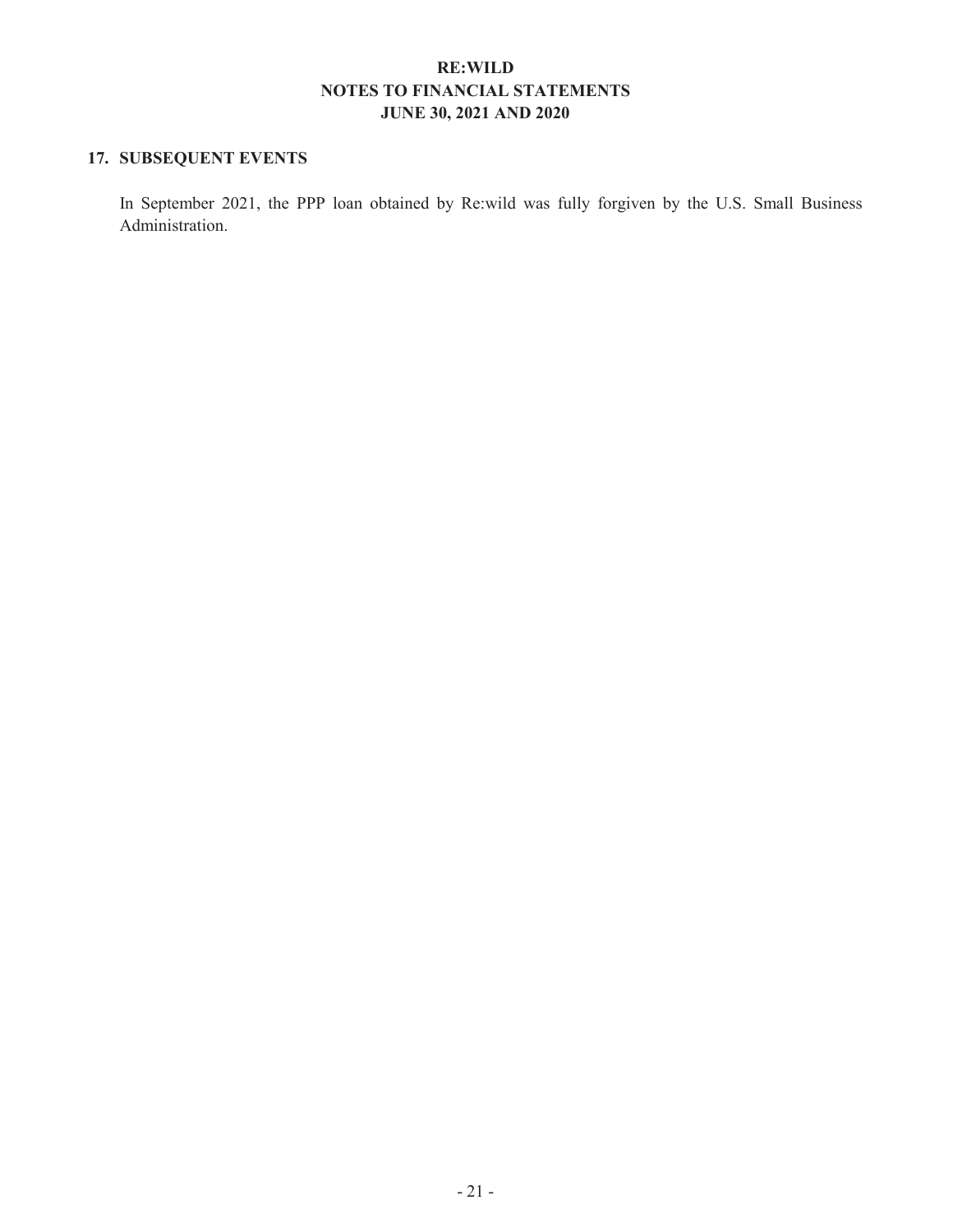## 17. SUBSEQUENT EVENTS

In September 2021, the PPP loan obtained by Re:wild was fully forgiven by the U.S. Small Business Administration.